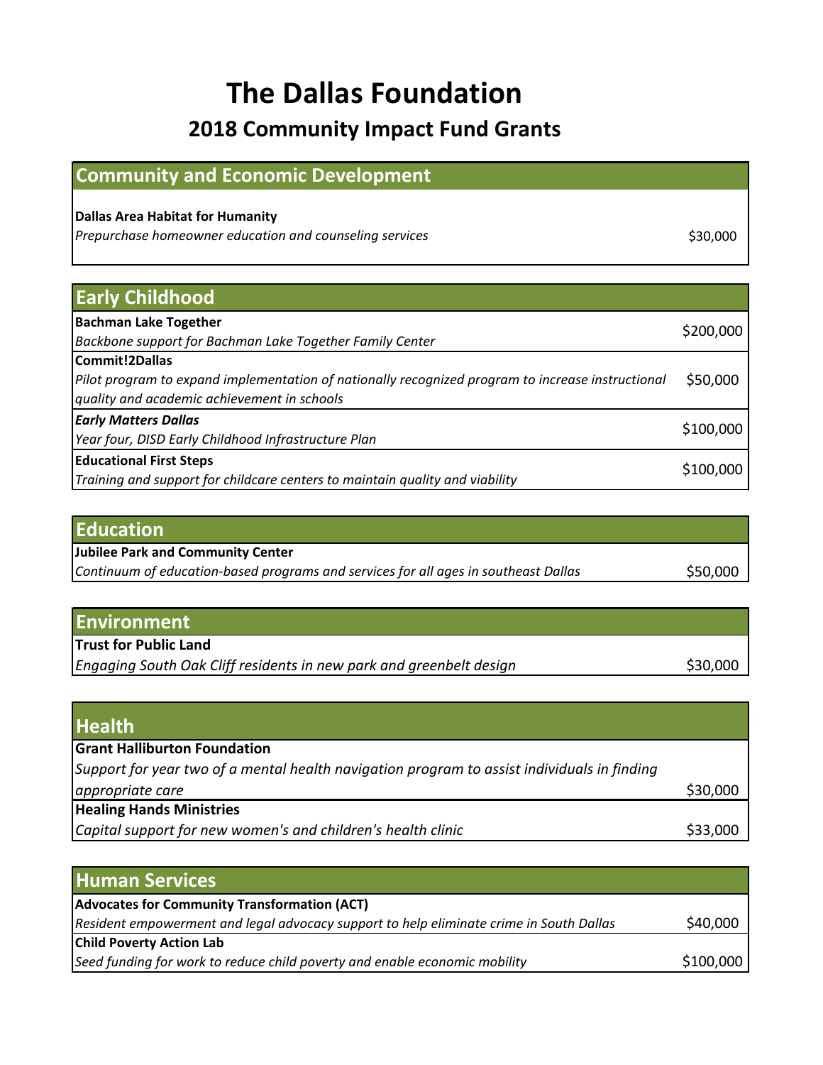# The Dallas Foundation

## 2018 Community Impact Fund Grants

### Community and Economic Development

| Organization / Purpose | Amount |
|---|---|
| **Dallas Area Habitat for Humanity**<br>*Prepurchase homeowner education and counseling services* | $30,000 |

### Early Childhood

| Organization / Purpose | Amount |
|---|---|
| **Bachman Lake Together**<br>*Backbone support for Bachman Lake Together Family Center* | $200,000 |
| **Commit!2Dallas**<br>*Pilot program to expand implementation of nationally recognized program to increase instructional quality and academic achievement in schools* | $50,000 |
| ***Early Matters Dallas***<br>*Year four, DISD Early Childhood Infrastructure Plan* | $100,000 |
| **Educational First Steps**<br>*Training and support for childcare centers to maintain quality and viability* | $100,000 |

### Education

| Organization / Purpose | Amount |
|---|---|
| **Jubilee Park and Community Center**<br>*Continuum of education-based programs and services for all ages in southeast Dallas* | $50,000 |

### Environment

| Organization / Purpose | Amount |
|---|---|
| **Trust for Public Land**<br>*Engaging South Oak Cliff residents in new park and greenbelt design* | $30,000 |

### Health

| Organization / Purpose | Amount |
|---|---|
| **Grant Halliburton Foundation**<br>*Support for year two of a mental health navigation program to assist individuals in finding appropriate care* | $30,000 |
| **Healing Hands Ministries**<br>*Capital support for new women's and children's health clinic* | $33,000 |

### Human Services

| Organization / Purpose | Amount |
|---|---|
| **Advocates for Community Transformation (ACT)**<br>*Resident empowerment and legal advocacy support to help eliminate crime in South Dallas* | $40,000 |
| **Child Poverty Action Lab**<br>*Seed funding for work to reduce child poverty and enable economic mobility* | $100,000 |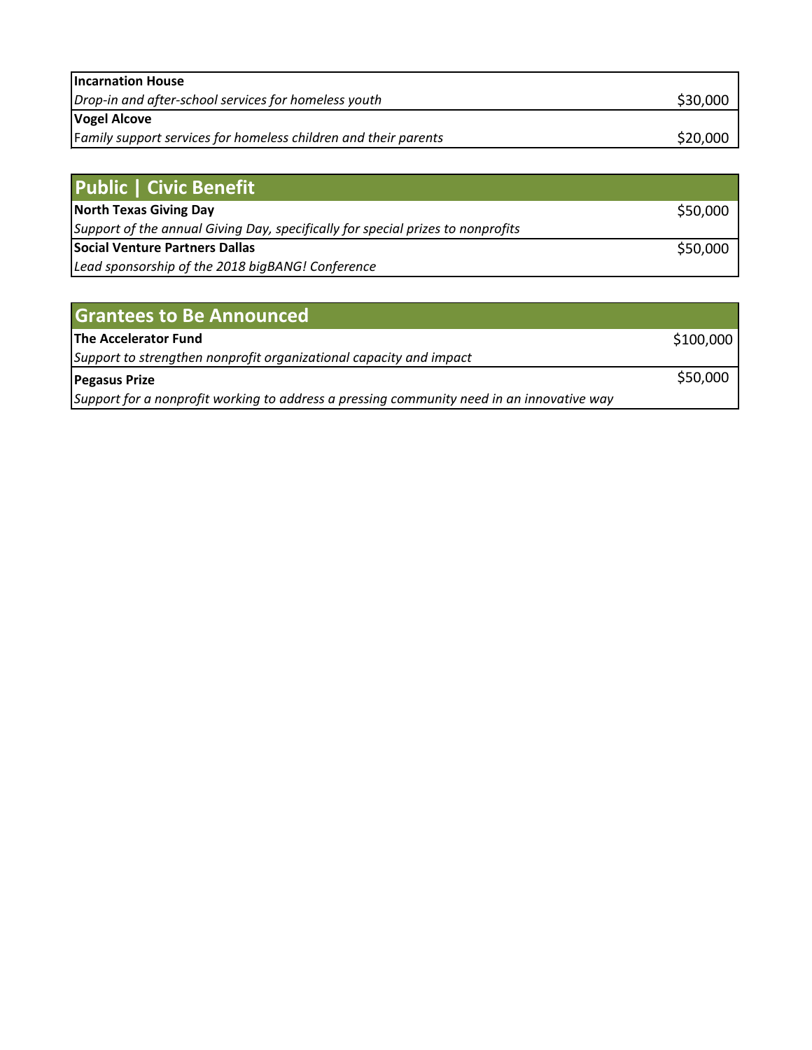| | |
|---|---|
| **Incarnation House** | |
| *Drop-in and after-school services for homeless youth* | $30,000 |
| **Vogel Alcove** | |
| *Family support services for homeless children and their parents* | $20,000 |

## Public | Civic Benefit

| | |
|---|---|
| **North Texas Giving Day** | $50,000 |
| *Support of the annual Giving Day, specifically for special prizes to nonprofits* | |
| **Social Venture Partners Dallas** | $50,000 |
| *Lead sponsorship of the 2018 bigBANG! Conference* | |

## Grantees to Be Announced

| | |
|---|---|
| **The Accelerator Fund** | $100,000 |
| *Support to strengthen nonprofit organizational capacity and impact* | |
| **Pegasus Prize** | $50,000 |
| *Support for a nonprofit working to address a pressing community need in an innovative way* | |